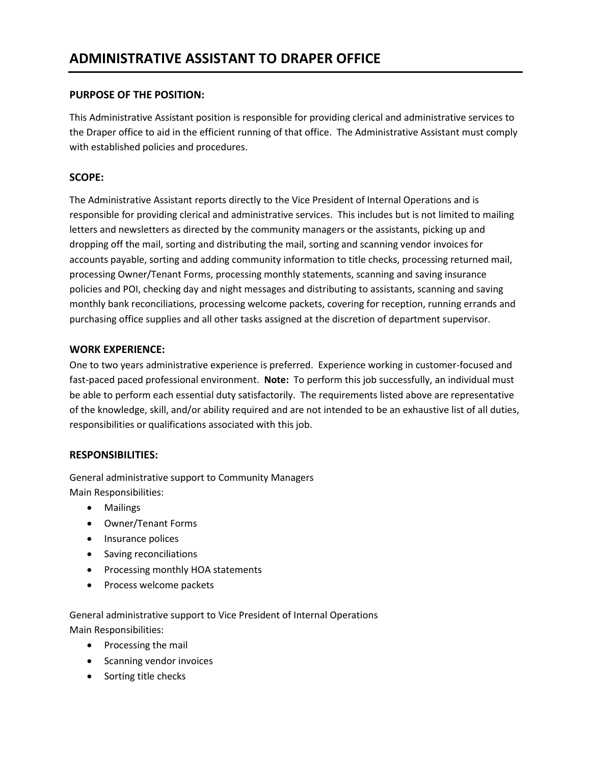# ADMINISTRATIVE ASSISTANT TO DRAPER OFFICE

### PURPOSE OF THE POSITION:

This Administrative Assistant position is responsible for providing clerical and administrative services to the Draper office to aid in the efficient running of that office. The Administrative Assistant must comply with established policies and procedures.

### SCOPE:

The Administrative Assistant reports directly to the Vice President of Internal Operations and is responsible for providing clerical and administrative services. This includes but is not limited to mailing letters and newsletters as directed by the community managers or the assistants, picking up and dropping off the mail, sorting and distributing the mail, sorting and scanning vendor invoices for accounts payable, sorting and adding community information to title checks, processing returned mail, processing Owner/Tenant Forms, processing monthly statements, scanning and saving insurance policies and POI, checking day and night messages and distributing to assistants, scanning and saving monthly bank reconciliations, processing welcome packets, covering for reception, running errands and purchasing office supplies and all other tasks assigned at the discretion of department supervisor.

### WORK EXPERIENCE:

One to two years administrative experience is preferred. Experience working in customer-focused and fast-paced paced professional environment. **Note:** To perform this job successfully, an individual must be able to perform each essential duty satisfactorily. The requirements listed above are representative of the knowledge, skill, and/or ability required and are not intended to be an exhaustive list of all duties, responsibilities or qualifications associated with this job.

### RESPONSIBILITIES:

General administrative support to Community Managers
Main Responsibilities:

- Mailings
- Owner/Tenant Forms
- Insurance polices
- Saving reconciliations
- Processing monthly HOA statements
- Process welcome packets

General administrative support to Vice President of Internal Operations
Main Responsibilities:

- Processing the mail
- Scanning vendor invoices
- Sorting title checks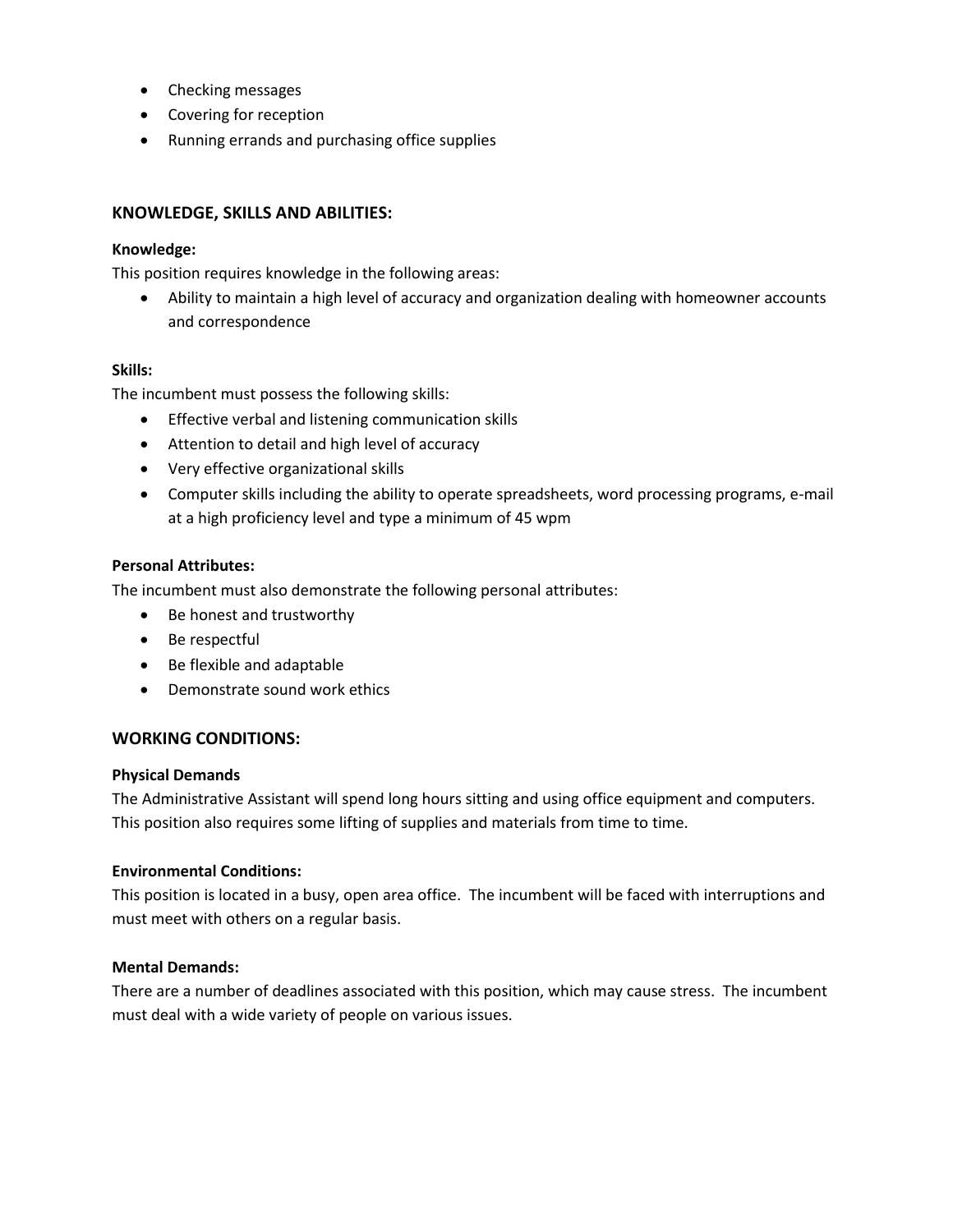- Checking messages
- Covering for reception
- Running errands and purchasing office supplies

## KNOWLEDGE, SKILLS AND ABILITIES:

**Knowledge:**
This position requires knowledge in the following areas:

- Ability to maintain a high level of accuracy and organization dealing with homeowner accounts and correspondence

**Skills:**
The incumbent must possess the following skills:

- Effective verbal and listening communication skills
- Attention to detail and high level of accuracy
- Very effective organizational skills
- Computer skills including the ability to operate spreadsheets, word processing programs, e-mail at a high proficiency level and type a minimum of 45 wpm

**Personal Attributes:**
The incumbent must also demonstrate the following personal attributes:

- Be honest and trustworthy
- Be respectful
- Be flexible and adaptable
- Demonstrate sound work ethics

## WORKING CONDITIONS:

**Physical Demands**
The Administrative Assistant will spend long hours sitting and using office equipment and computers. This position also requires some lifting of supplies and materials from time to time.

**Environmental Conditions:**
This position is located in a busy, open area office. The incumbent will be faced with interruptions and must meet with others on a regular basis.

**Mental Demands:**
There are a number of deadlines associated with this position, which may cause stress. The incumbent must deal with a wide variety of people on various issues.